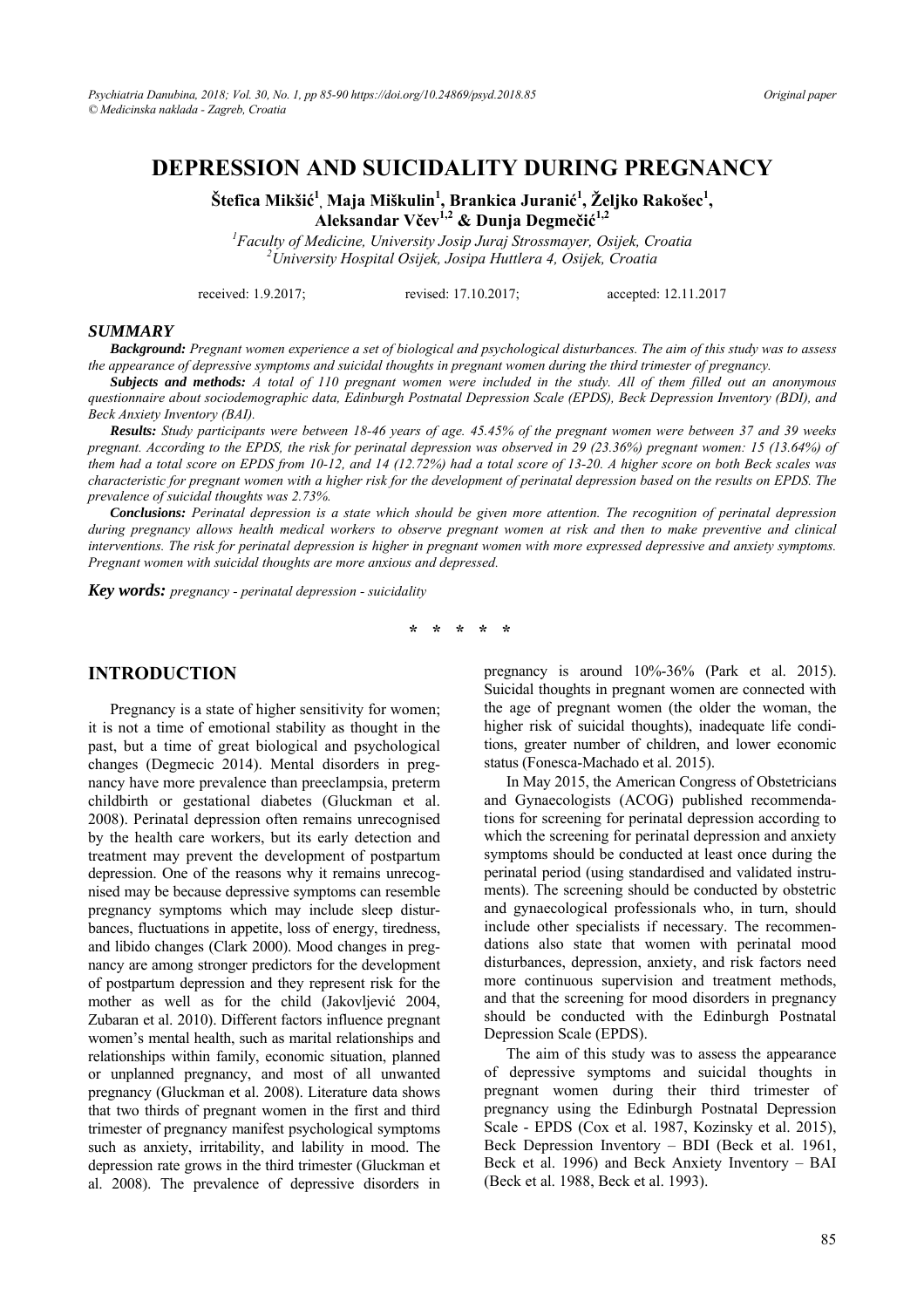# DEPRESSION AND SUICIDALITY DURING PREGNANCY

**Štefica Mikšić[1], Maja Miškulin[1], Brankica Juranić[1], Željko Rakošec[1], Aleksandar Včev[1,2] & Dunja Degmečić[1,2]**

[1]*Faculty of Medicine, University Josip Juraj Strossmayer, Osijek, Croatia*
[2]*University Hospital Osijek, Josipa Huttlera 4, Osijek, Croatia*

received: 1.9.2017; revised: 17.10.2017; accepted: 12.11.2017

## SUMMARY

***Background:*** *Pregnant women experience a set of biological and psychological disturbances. The aim of this study was to assess the appearance of depressive symptoms and suicidal thoughts in pregnant women during the third trimester of pregnancy.*

***Subjects and methods:*** *A total of 110 pregnant women were included in the study. All of them filled out an anonymous questionnaire about sociodemographic data, Edinburgh Postnatal Depression Scale (EPDS), Beck Depression Inventory (BDI), and Beck Anxiety Inventory (BAI).*

***Results:*** *Study participants were between 18-46 years of age. 45.45% of the pregnant women were between 37 and 39 weeks pregnant. According to the EPDS, the risk for perinatal depression was observed in 29 (23.36%) pregnant women: 15 (13.64%) of them had a total score on EPDS from 10-12, and 14 (12.72%) had a total score of 13-20. A higher score on both Beck scales was characteristic for pregnant women with a higher risk for the development of perinatal depression based on the results on EPDS. The prevalence of suicidal thoughts was 2.73%.*

***Conclusions:*** *Perinatal depression is a state which should be given more attention. The recognition of perinatal depression during pregnancy allows health medical workers to observe pregnant women at risk and then to make preventive and clinical interventions. The risk for perinatal depression is higher in pregnant women with more expressed depressive and anxiety symptoms. Pregnant women with suicidal thoughts are more anxious and depressed.*

***Key words:*** *pregnancy - perinatal depression - suicidality*

\* \* \* \* \*

## INTRODUCTION

Pregnancy is a state of higher sensitivity for women; it is not a time of emotional stability as thought in the past, but a time of great biological and psychological changes (Degmecic 2014). Mental disorders in pregnancy have more prevalence than preeclampsia, preterm childbirth or gestational diabetes (Gluckman et al. 2008). Perinatal depression often remains unrecognised by the health care workers, but its early detection and treatment may prevent the development of postpartum depression. One of the reasons why it remains unrecognised may be because depressive symptoms can resemble pregnancy symptoms which may include sleep disturbances, fluctuations in appetite, loss of energy, tiredness, and libido changes (Clark 2000). Mood changes in pregnancy are among stronger predictors for the development of postpartum depression and they represent risk for the mother as well as for the child (Jakovljević 2004, Zubaran et al. 2010). Different factors influence pregnant women's mental health, such as marital relationships and relationships within family, economic situation, planned or unplanned pregnancy, and most of all unwanted pregnancy (Gluckman et al. 2008). Literature data shows that two thirds of pregnant women in the first and third trimester of pregnancy manifest psychological symptoms such as anxiety, irritability, and lability in mood. The depression rate grows in the third trimester (Gluckman et al. 2008). The prevalence of depressive disorders in pregnancy is around 10%-36% (Park et al. 2015). Suicidal thoughts in pregnant women are connected with the age of pregnant women (the older the woman, the higher risk of suicidal thoughts), inadequate life conditions, greater number of children, and lower economic status (Fonesca-Machado et al. 2015).

In May 2015, the American Congress of Obstetricians and Gynaecologists (ACOG) published recommendations for screening for perinatal depression according to which the screening for perinatal depression and anxiety symptoms should be conducted at least once during the perinatal period (using standardised and validated instruments). The screening should be conducted by obstetric and gynaecological professionals who, in turn, should include other specialists if necessary. The recommendations also state that women with perinatal mood disturbances, depression, anxiety, and risk factors need more continuous supervision and treatment methods, and that the screening for mood disorders in pregnancy should be conducted with the Edinburgh Postnatal Depression Scale (EPDS).

The aim of this study was to assess the appearance of depressive symptoms and suicidal thoughts in pregnant women during their third trimester of pregnancy using the Edinburgh Postnatal Depression Scale - EPDS (Cox et al. 1987, Kozinsky et al. 2015), Beck Depression Inventory – BDI (Beck et al. 1961, Beck et al. 1996) and Beck Anxiety Inventory – BAI (Beck et al. 1988, Beck et al. 1993).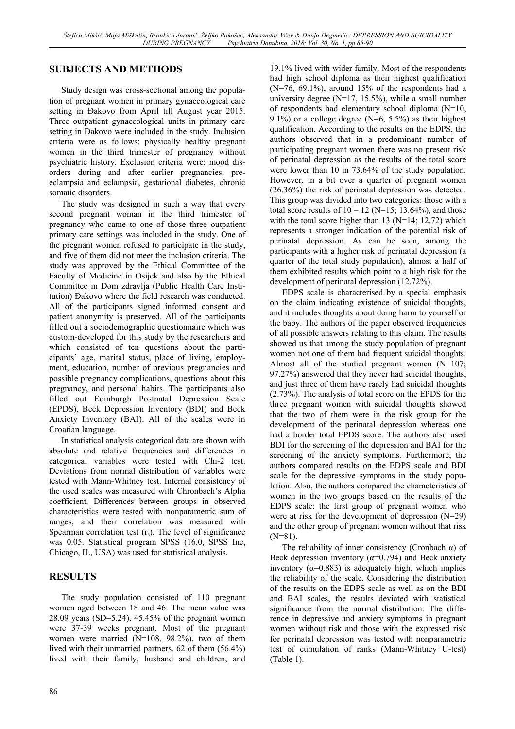## SUBJECTS AND METHODS

Study design was cross-sectional among the population of pregnant women in primary gynaecological care setting in Đakovo from April till August year 2015. Three outpatient gynaecological units in primary care setting in Đakovo were included in the study. Inclusion criteria were as follows: physically healthy pregnant women in the third trimester of pregnancy without psychiatric history. Exclusion criteria were: mood disorders during and after earlier pregnancies, preeclampsia and eclampsia, gestational diabetes, chronic somatic disorders.

The study was designed in such a way that every second pregnant woman in the third trimester of pregnancy who came to one of those three outpatient primary care settings was included in the study. One of the pregnant women refused to participate in the study, and five of them did not meet the inclusion criteria. The study was approved by the Ethical Committee of the Faculty of Medicine in Osijek and also by the Ethical Committee in Dom zdravlja (Public Health Care Institution) Đakovo where the field research was conducted. All of the participants signed informed consent and patient anonymity is preserved. All of the participants filled out a sociodemographic questionnaire which was custom-developed for this study by the researchers and which consisted of ten questions about the participants' age, marital status, place of living, employment, education, number of previous pregnancies and possible pregnancy complications, questions about this pregnancy, and personal habits. The participants also filled out Edinburgh Postnatal Depression Scale (EPDS), Beck Depression Inventory (BDI) and Beck Anxiety Inventory (BAI). All of the scales were in Croatian language.

In statistical analysis categorical data are shown with absolute and relative frequencies and differences in categorical variables were tested with Chi-2 test. Deviations from normal distribution of variables were tested with Mann-Whitney test. Internal consistency of the used scales was measured with Chronbach's Alpha coefficient. Differences between groups in observed characteristics were tested with nonparametric sum of ranges, and their correlation was measured with Spearman correlation test ($r_s$). The level of significance was 0.05. Statistical program SPSS (16.0, SPSS Inc, Chicago, IL, USA) was used for statistical analysis.

## RESULTS

The study population consisted of 110 pregnant women aged between 18 and 46. The mean value was 28.09 years (SD=5.24). 45.45% of the pregnant women were 37-39 weeks pregnant. Most of the pregnant women were married (N=108, 98.2%), two of them lived with their unmarried partners. 62 of them (56.4%) lived with their family, husband and children, and 19.1% lived with wider family. Most of the respondents had high school diploma as their highest qualification (N=76, 69.1%), around 15% of the respondents had a university degree (N=17, 15.5%), while a small number of respondents had elementary school diploma (N=10, 9.1%) or a college degree (N=6, 5.5%) as their highest qualification. According to the results on the EDPS, the authors observed that in a predominant number of participating pregnant women there was no present risk of perinatal depression as the results of the total score were lower than 10 in 73.64% of the study population. However, in a bit over a quarter of pregnant women (26.36%) the risk of perinatal depression was detected. This group was divided into two categories: those with a total score results of 10 – 12 (N=15; 13.64%), and those with the total score higher than 13 (N=14; 12.72) which represents a stronger indication of the potential risk of perinatal depression. As can be seen, among the participants with a higher risk of perinatal depression (a quarter of the total study population), almost a half of them exhibited results which point to a high risk for the development of perinatal depression (12.72%).

EDPS scale is characterised by a special emphasis on the claim indicating existence of suicidal thoughts, and it includes thoughts about doing harm to yourself or the baby. The authors of the paper observed frequencies of all possible answers relating to this claim. The results showed us that among the study population of pregnant women not one of them had frequent suicidal thoughts. Almost all of the studied pregnant women (N=107; 97.27%) answered that they never had suicidal thoughts, and just three of them have rarely had suicidal thoughts (2.73%). The analysis of total score on the EPDS for the three pregnant women with suicidal thoughts showed that the two of them were in the risk group for the development of the perinatal depression whereas one had a border total EPDS score. The authors also used BDI for the screening of the depression and BAI for the screening of the anxiety symptoms. Furthermore, the authors compared results on the EDPS scale and BDI scale for the depressive symptoms in the study population. Also, the authors compared the characteristics of women in the two groups based on the results of the EDPS scale: the first group of pregnant women who were at risk for the development of depression (N=29) and the other group of pregnant women without that risk (N=81).

The reliability of inner consistency (Cronbach α) of Beck depression inventory (α=0.794) and Beck anxiety inventory (α=0.883) is adequately high, which implies the reliability of the scale. Considering the distribution of the results on the EDPS scale as well as on the BDI and BAI scales, the results deviated with statistical significance from the normal distribution. The difference in depressive and anxiety symptoms in pregnant women without risk and those with the expressed risk for perinatal depression was tested with nonparametric test of cumulation of ranks (Mann-Whitney U-test) (Table 1).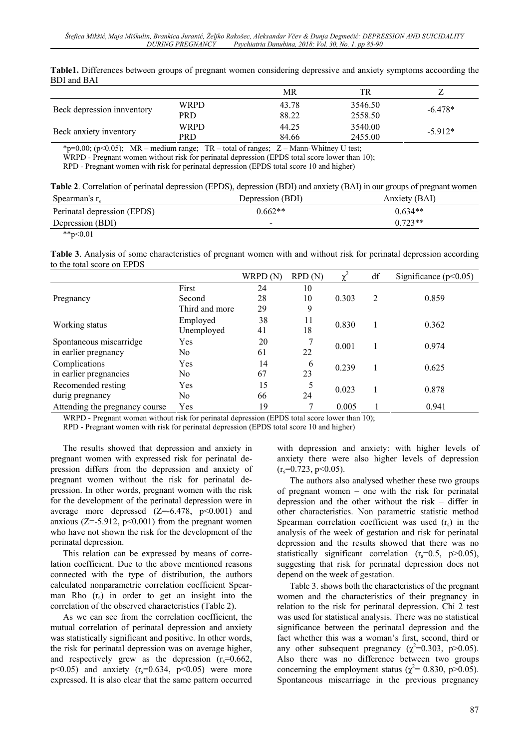**Table1.** Differences between groups of pregnant women considering depressive and anxiety symptoms accoording the BDI and BAI

| | | MR | TR | Z |
|---|---|---|---|---|
| Beck depression innventory | WRPD | 43.78 | 3546.50 | -6.478* |
| | PRD | 88.22 | 2558.50 | |
| Beck anxiety inventory | WRPD | 44.25 | 3540.00 | -5.912* |
| | PRD | 84.66 | 2455.00 | |

*p=0.00; (p<0.05); MR – medium range; TR – total of ranges; Z – Mann-Whitney U test;
WRPD - Pregnant women without risk for perinatal depression (EPDS total score lower than 10);
RPD - Pregnant women with risk for perinatal depression (EPDS total score 10 and higher)

**Table 2**. Correlation of perinatal depression (EPDS), depression (BDI) and anxiety (BAI) in our groups of pregnant women

| Spearman's $r_s$ | Depression (BDI) | Anxiety (BAI) |
|---|---|---|
| Perinatal depression (EPDS) | 0.662** | 0.634** |
| Depression (BDI) | - | 0.723** |

**p<0.01

**Table 3**. Analysis of some characteristics of pregnant women with and without risk for perinatal depression according to the total score on EPDS

| | | WRPD (N) | RPD (N) | $\chi^2$ | df | Significance (p<0.05) |
|---|---|---|---|---|---|---|
| Pregnancy | First | 24 | 10 | 0.303 | 2 | 0.859 |
| | Second | 28 | 10 | | | |
| | Third and more | 29 | 9 | | | |
| Working status | Employed | 38 | 11 | 0.830 | 1 | 0.362 |
| | Unemployed | 41 | 18 | | | |
| Spontaneous miscarridge in earlier pregnancy | Yes | 20 | 7 | 0.001 | 1 | 0.974 |
| | No | 61 | 22 | | | |
| Complications in earlier pregnancies | Yes | 14 | 6 | 0.239 | 1 | 0.625 |
| | No | 67 | 23 | | | |
| Recomended resting durig pregnancy | Yes | 15 | 5 | 0.023 | 1 | 0.878 |
| | No | 66 | 24 | | | |
| Attending the pregnancy course | Yes | 19 | 7 | 0.005 | 1 | 0.941 |

WRPD - Pregnant women without risk for perinatal depression (EPDS total score lower than 10);
RPD - Pregnant women with risk for perinatal depression (EPDS total score 10 and higher)

The results showed that depression and anxiety in pregnant women with expressed risk for perinatal depression differs from the depression and anxiety of pregnant women without the risk for perinatal depression. In other words, pregnant women with the risk for the development of the perinatal depression were in average more depressed ($Z=-6.478$, $p<0.001$) and anxious ($Z=-5.912$, $p<0.001$) from the pregnant women who have not shown the risk for the development of the perinatal depression.

This relation can be expressed by means of correlation coefficient. Due to the above mentioned reasons connected with the type of distribution, the authors calculated nonparametric correlation coefficient Spearman Rho ($r_s$) in order to get an insight into the correlation of the observed characteristics (Table 2).

As we can see from the correlation coefficient, the mutual correlation of perinatal depression and anxiety was statistically significant and positive. In other words, the risk for perinatal depression was on average higher, and respectively grew as the depression ($r_s=0.662$, $p<0.05$) and anxiety ($r_s=0.634$, $p<0.05$) were more expressed. It is also clear that the same pattern occurred with depression and anxiety: with higher levels of anxiety there were also higher levels of depression ($r_s=0.723$, $p<0.05$).

The authors also analysed whether these two groups of pregnant women – one with the risk for perinatal depression and the other without the risk – differ in other characteristics. Non parametric statistic method Spearman correlation coefficient was used ($r_s$) in the analysis of the week of gestation and risk for perinatal depression and the results showed that there was no statistically significant correlation ($r_s=0.5$, $p>0.05$), suggesting that risk for perinatal depression does not depend on the week of gestation.

Table 3. shows both the characteristics of the pregnant women and the characteristics of their pregnancy in relation to the risk for perinatal depression. Chi 2 test was used for statistical analysis. There was no statistical significance between the perinatal depression and the fact whether this was a woman's first, second, third or any other subsequent pregnancy ($\chi^2=0.303$, $p>0.05$). Also there was no difference between two groups concerning the employment status ($\chi^2= 0.830$, $p>0.05$). Spontaneous miscarriage in the previous pregnancy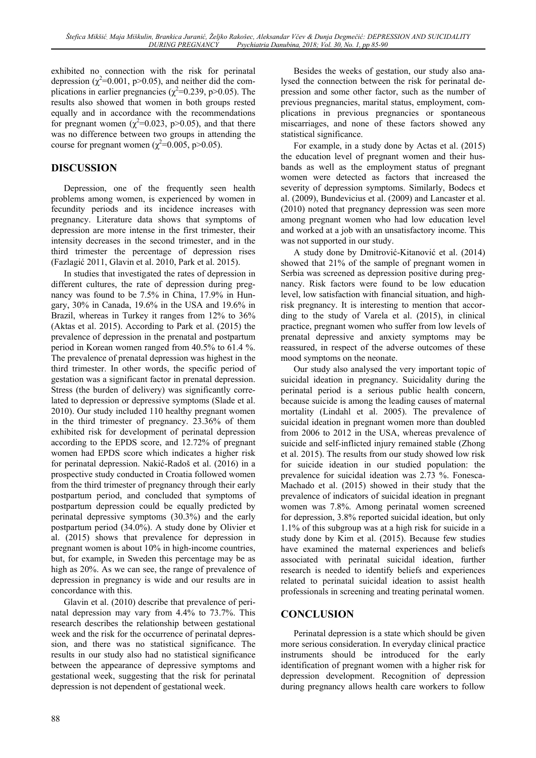exhibited no connection with the risk for perinatal depression ($\chi^2$=0.001, p>0.05), and neither did the complications in earlier pregnancies ($\chi^2$=0.239, p>0.05). The results also showed that women in both groups rested equally and in accordance with the recommendations for pregnant women ($\chi^2$=0.023, p>0.05), and that there was no difference between two groups in attending the course for pregnant women ($\chi^2$=0.005, p>0.05).

## DISCUSSION

Depression, one of the frequently seen health problems among women, is experienced by women in fecundity periods and its incidence increases with pregnancy. Literature data shows that symptoms of depression are more intense in the first trimester, their intensity decreases in the second trimester, and in the third trimester the percentage of depression rises (Fazlagić 2011, Glavin et al. 2010, Park et al. 2015).

In studies that investigated the rates of depression in different cultures, the rate of depression during pregnancy was found to be 7.5% in China, 17.9% in Hungary, 30% in Canada, 19.6% in the USA and 19.6% in Brazil, whereas in Turkey it ranges from 12% to 36% (Aktas et al. 2015). According to Park et al. (2015) the prevalence of depression in the prenatal and postpartum period in Korean women ranged from 40.5% to 61.4 %. The prevalence of prenatal depression was highest in the third trimester. In other words, the specific period of gestation was a significant factor in prenatal depression. Stress (the burden of delivery) was significantly correlated to depression or depressive symptoms (Slade et al. 2010). Our study included 110 healthy pregnant women in the third trimester of pregnancy. 23.36% of them exhibited risk for development of perinatal depression according to the EPDS score, and 12.72% of pregnant women had EPDS score which indicates a higher risk for perinatal depression. Nakić-Radoš et al. (2016) in a prospective study conducted in Croatia followed women from the third trimester of pregnancy through their early postpartum period, and concluded that symptoms of postpartum depression could be equally predicted by perinatal depressive symptoms (30.3%) and the early postpartum period (34.0%). A study done by Olivier et al. (2015) shows that prevalence for depression in pregnant women is about 10% in high-income countries, but, for example, in Sweden this percentage may be as high as 20%. As we can see, the range of prevalence of depression in pregnancy is wide and our results are in concordance with this.

Glavin et al. (2010) describe that prevalence of perinatal depression may vary from 4.4% to 73.7%. This research describes the relationship between gestational week and the risk for the occurrence of perinatal depression, and there was no statistical significance. The results in our study also had no statistical significance between the appearance of depressive symptoms and gestational week, suggesting that the risk for perinatal depression is not dependent of gestational week.

Besides the weeks of gestation, our study also analysed the connection between the risk for perinatal depression and some other factor, such as the number of previous pregnancies, marital status, employment, complications in previous pregnancies or spontaneous miscarriages, and none of these factors showed any statistical significance.

For example, in a study done by Actas et al. (2015) the education level of pregnant women and their husbands as well as the employment status of pregnant women were detected as factors that increased the severity of depression symptoms. Similarly, Bodecs et al. (2009), Bundevicius et al. (2009) and Lancaster et al. (2010) noted that pregnancy depression was seen more among pregnant women who had low education level and worked at a job with an unsatisfactory income. This was not supported in our study.

A study done by Dmitrović-Kitanović et al. (2014) showed that 21% of the sample of pregnant women in Serbia was screened as depression positive during pregnancy. Risk factors were found to be low education level, low satisfaction with financial situation, and high-risk pregnancy. It is interesting to mention that according to the study of Varela et al. (2015), in clinical practice, pregnant women who suffer from low levels of prenatal depressive and anxiety symptoms may be reassured, in respect of the adverse outcomes of these mood symptoms on the neonate.

Our study also analysed the very important topic of suicidal ideation in pregnancy. Suicidality during the perinatal period is a serious public health concern, because suicide is among the leading causes of maternal mortality (Lindahl et al. 2005). The prevalence of suicidal ideation in pregnant women more than doubled from 2006 to 2012 in the USA, whereas prevalence of suicide and self-inflicted injury remained stable (Zhong et al. 2015). The results from our study showed low risk for suicide ideation in our studied population: the prevalence for suicidal ideation was 2.73 %. Fonesca-Machado et al. (2015) showed in their study that the prevalence of indicators of suicidal ideation in pregnant women was 7.8%. Among perinatal women screened for depression, 3.8% reported suicidal ideation, but only 1.1% of this subgroup was at a high risk for suicide in a study done by Kim et al. (2015). Because few studies have examined the maternal experiences and beliefs associated with perinatal suicidal ideation, further research is needed to identify beliefs and experiences related to perinatal suicidal ideation to assist health professionals in screening and treating perinatal women.

## CONCLUSION

Perinatal depression is a state which should be given more serious consideration. In everyday clinical practice instruments should be introduced for the early identification of pregnant women with a higher risk for depression development. Recognition of depression during pregnancy allows health care workers to follow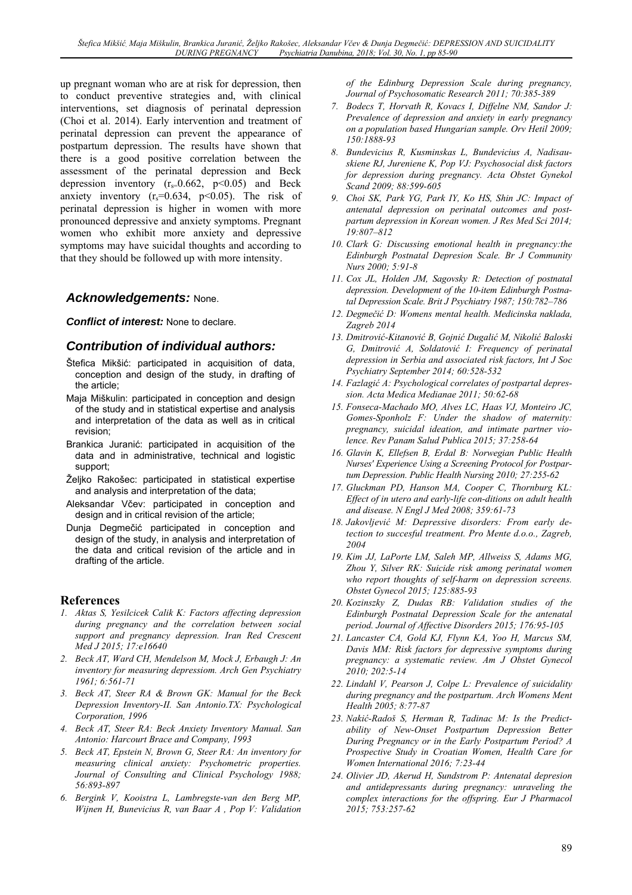up pregnant woman who are at risk for depression, then to conduct preventive strategies and, with clinical interventions, set diagnosis of perinatal depression (Choi et al. 2014). Early intervention and treatment of perinatal depression can prevent the appearance of postpartum depression. The results have shown that there is a good positive correlation between the assessment of the perinatal depression and Beck depression inventory ($r_s$=0.662, $p<0.05$) and Beck anxiety inventory ($r_s$=0.634, $p<0.05$). The risk of perinatal depression is higher in women with more pronounced depressive and anxiety symptoms. Pregnant women who exhibit more anxiety and depressive symptoms may have suicidal thoughts and according to that they should be followed up with more intensity.

## *Acknowledgements:* None.

***Conflict of interest:*** None to declare.

## *Contribution of individual authors:*

Štefica Mikšić: participated in acquisition of data, conception and design of the study, in drafting of the article;

Maja Miškulin: participated in conception and design of the study and in statistical expertise and analysis and interpretation of the data as well as in critical revision;

Brankica Juranić: participated in acquisition of the data and in administrative, technical and logistic support;

Željko Rakošec: participated in statistical expertise and analysis and interpretation of the data;

Aleksandar Včev: participated in conception and design and in critical revision of the article;

Dunja Degmečić participated in conception and design of the study, in analysis and interpretation of the data and critical revision of the article and in drafting of the article.

## References

1. *Aktas S, Yesilcicek Calik K: Factors affecting depression during pregnancy and the correlation between social support and pregnancy depression. Iran Red Crescent Med J 2015; 17:e16640*
2. *Beck AT, Ward CH, Mendelson M, Mock J, Erbaugh J: An inventory for measuring depressiom. Arch Gen Psychiatry 1961; 6:561-71*
3. *Beck AT, Steer RA & Brown GK: Manual for the Beck Depression Inventory-II. San Antonio.TX: Psychological Corporation, 1996*
4. *Beck AT, Steer RA: Beck Anxiety Inventory Manual. San Antonio: Harcourt Brace and Company, 1993*
5. *Beck AT, Epstein N, Brown G, Steer RA: An inventory for measuring clinical anxiety: Psychometric properties. Journal of Consulting and Clinical Psychology 1988; 56:893-897*
6. *Bergink V, Kooistra L, Lambregste-van den Berg MP, Wijnen H, Bunevicius R, van Baar A , Pop V: Validation of the Edinburg Depression Scale during pregnancy, Journal of Psychosomatic Research 2011; 70:385-389*
7. *Bodecs T, Horvath R, Kovacs I, Diffelne NM, Sandor J: Prevalence of depression and anxiety in early pregnancy on a population based Hungarian sample. Orv Hetil 2009; 150:1888-93*
8. *Bundevicius R, Kusminskas L, Bundevicius A, Nadisauskiene RJ, Jureniene K, Pop VJ: Psychosocial disk factors for depression during pregnancy. Acta Obstet Gynekol Scand 2009; 88:599-605*
9. *Choi SK, Park YG, Park IY, Ko HS, Shin JC: Impact of antenatal depression on perinatal outcomes and postpartum depression in Korean women. J Res Med Sci 2014; 19:807–812*
10. *Clark G: Discussing emotional health in pregnancy:the Edinburgh Postnatal Depresion Scale. Br J Community Nurs 2000; 5:91-8*
11. *Cox JL, Holden JM, Sagovsky R: Detection of postnatal depression. Development of the 10-item Edinburgh Postnatal Depression Scale. Brit J Psychiatry 1987; 150:782–786*
12. *Degmečić D: Womens mental health. Medicinska naklada, Zagreb 2014*
13. *Dmitrović-Kitanović B, Gojnić Dugalić M, Nikolić Baloski G, Dmitrović A, Soldatović I: Frequency of perinatal depression in Serbia and associated risk factors, Int J Soc Psychiatry September 2014; 60:528-532*
14. *Fazlagić A: Psychological correlates of postpartal depression. Acta Medica Medianae 2011; 50:62-68*
15. *Fonseca-Machado MO, Alves LC, Haas VJ, Monteiro JC, Gomes-Sponholz F: Under the shadow of maternity: pregnancy, suicidal ideation, and intimate partner violence. Rev Panam Salud Publica 2015; 37:258-64*
16. *Glavin K, Ellefsen B, Erdal B: Norwegian Public Health Nurses' Experience Using a Screening Protocol for Postpartum Depression. Public Health Nursing 2010; 27:255-62*
17. *Gluckman PD, Hanson MA, Cooper C, Thornburg KL: Effect of in utero and early-life con-ditions on adult health and disease. N Engl J Med 2008; 359:61-73*
18. *Jakovljević M: Depressive disorders: From early detection to succesful treatment. Pro Mente d.o.o., Zagreb, 2004*
19. *Kim JJ, LaPorte LM, Saleh MP, Allweiss S, Adams MG, Zhou Y, Silver RK: Suicide risk among perinatal women who report thoughts of self-harm on depression screens. Obstet Gynecol 2015; 125:885-93*
20. *Kozinszky Z, Dudas RB: Validation studies of the Edinburgh Postnatal Depression Scale for the antenatal period. Journal of Affective Disorders 2015; 176:95-105*
21. *Lancaster CA, Gold KJ, Flynn KA, Yoo H, Marcus SM, Davis MM: Risk factors for depressive symptoms during pregnancy: a systematic review. Am J Obstet Gynecol 2010; 202:5-14*
22. *Lindahl V, Pearson J, Colpe L: Prevalence of suicidality during pregnancy and the postpartum. Arch Womens Ment Health 2005; 8:77-87*
23. *Nakić-Radoš S, Herman R, Tadinac M: Is the Predictability of New-Onset Postpartum Depression Better During Pregnancy or in the Early Postpartum Period? A Prospective Study in Croatian Women, Health Care for Women International 2016; 7:23-44*
24. *Olivier JD, Akerud H, Sundstrom P: Antenatal depresion and antidepressants during pregnancy: unraveling the complex interactions for the offspring. Eur J Pharmacol 2015; 753:257-62*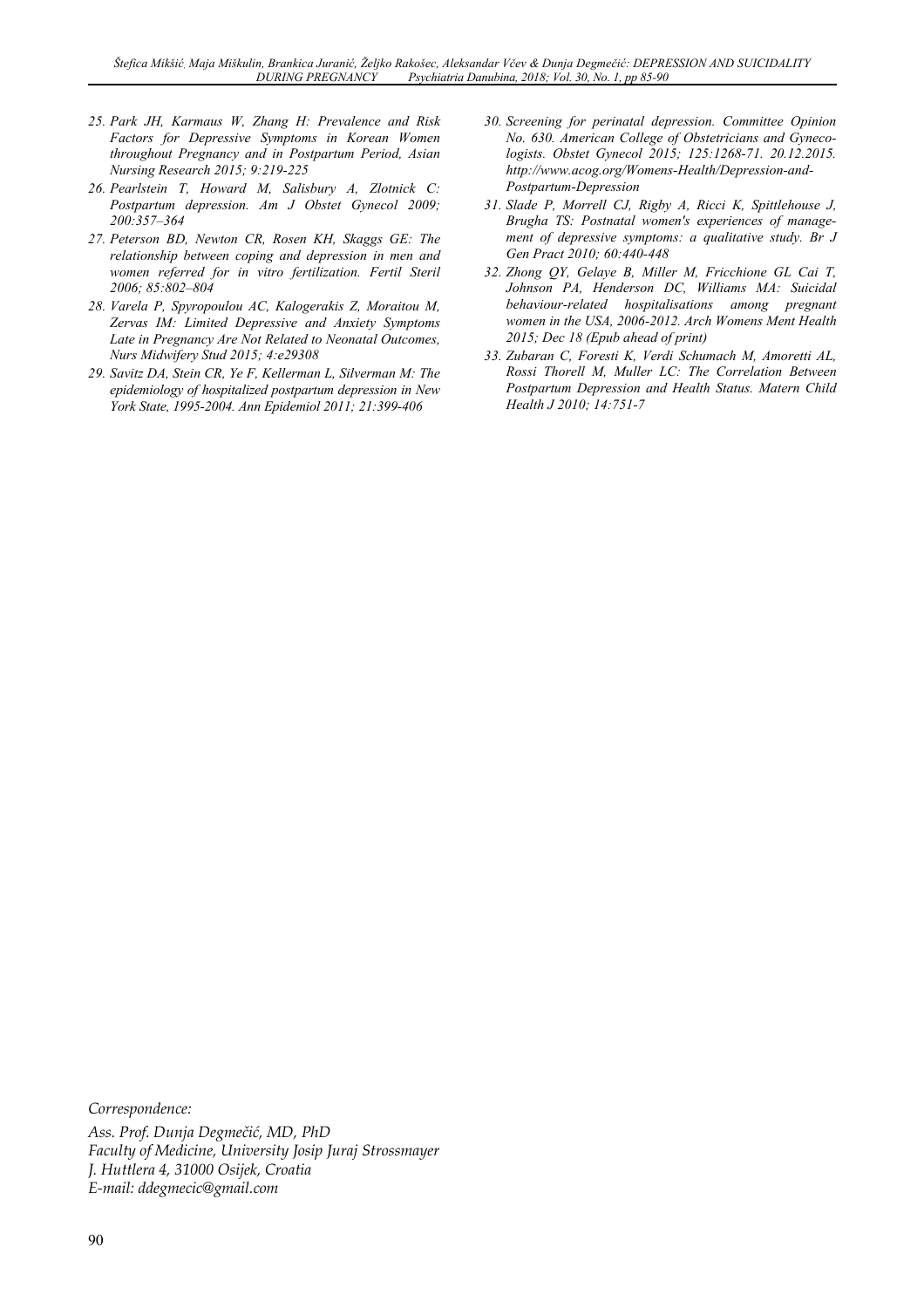25. *Park JH, Karmaus W, Zhang H: Prevalence and Risk Factors for Depressive Symptoms in Korean Women throughout Pregnancy and in Postpartum Period, Asian Nursing Research 2015; 9:219-225*
26. *Pearlstein T, Howard M, Salisbury A, Zlotnick C: Postpartum depression. Am J Obstet Gynecol 2009; 200:357–364*
27. *Peterson BD, Newton CR, Rosen KH, Skaggs GE: The relationship between coping and depression in men and women referred for in vitro fertilization. Fertil Steril 2006; 85:802–804*
28. *Varela P, Spyropoulou AC, Kalogerakis Z, Moraitou M, Zervas IM: Limited Depressive and Anxiety Symptoms Late in Pregnancy Are Not Related to Neonatal Outcomes, Nurs Midwifery Stud 2015; 4:e29308*
29. *Savitz DA, Stein CR, Ye F, Kellerman L, Silverman M: The epidemiology of hospitalized postpartum depression in New York State, 1995-2004. Ann Epidemiol 2011; 21:399-406*
30. *Screening for perinatal depression. Committee Opinion No. 630. American College of Obstetricians and Gynecologists. Obstet Gynecol 2015; 125:1268-71. 20.12.2015. http://www.acog.org/Womens-Health/Depression-and-Postpartum-Depression*
31. *Slade P, Morrell CJ, Rigby A, Ricci K, Spittlehouse J, Brugha TS: Postnatal women's experiences of management of depressive symptoms: a qualitative study. Br J Gen Pract 2010; 60:440-448*
32. *Zhong QY, Gelaye B, Miller M, Fricchione GL Cai T, Johnson PA, Henderson DC, Williams MA: Suicidal behaviour-related hospitalisations among pregnant women in the USA, 2006-2012. Arch Womens Ment Health 2015; Dec 18 (Epub ahead of print)*
33. *Zubaran C, Foresti K, Verdi Schumach M, Amoretti AL, Rossi Thorell M, Muller LC: The Correlation Between Postpartum Depression and Health Status. Matern Child Health J 2010; 14:751-7*

*Correspondence:*

*Ass. Prof. Dunja Degmečić, MD, PhD*
*Faculty of Medicine, University Josip Juraj Strossmayer*
*J. Huttlera 4, 31000 Osijek, Croatia*
*E-mail: ddegmecic@gmail.com*